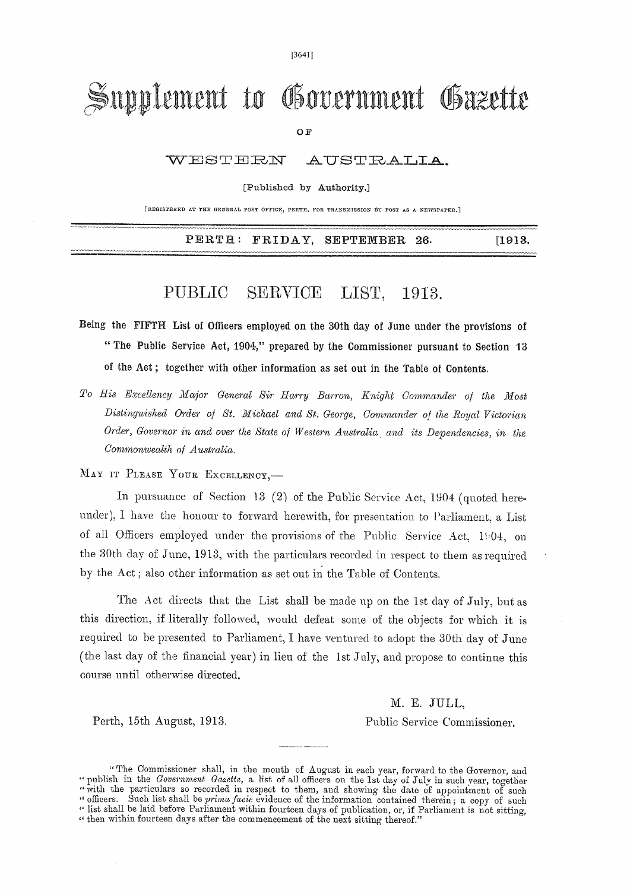# Supplement to Government Gazette

OF

## WESTERN AUSTRALIA.

[Published by Authority.]

[REGISTERED AT THE GENERAL POST OFFICE, PERTH, FOR TRANSMISSION BY POST AS A NEWSPAPER.]

**PERTH: FRIDAY, SEPTEMBER 26.** **[1913.**

# PUBLIC SERVICE LIST, 1913.

**Being the FIFTH List of Officers employed on the 30th day of June under the provisions of "The Public Service Act, 1904," prepared by the Commissioner pursuant to Section 13 of the Act; together with other information as set out in the Table of Contents.**

*To His Excellency Major General Sir Harry Barron, Knight Commander of the Most Distinguished Order of St. Michael and St. George, Commander of the Royal Victorian Order, Governor in and over the State of Western Australia and its Dependencies, in the Commonwealth of Australia.*

MAY IT PLEASE YOUR EXCELLENCY,—

In pursuance of Section 13 (2) of the Public Service Act, 1904 (quoted hereunder), I have the honour to forward herewith, for presentation to Parliament, a List of all Officers employed under the provisions of the Public Service Act, 1904, on the 30th day of June, 1913, with the particulars recorded in respect to them as required by the Act; also other information as set out in the Table of Contents.

The Act directs that the List shall be made up on the 1st day of July, but as this direction, if literally followed, would defeat some of the objects for which it is required to be presented to Parliament, I have ventured to adopt the 30th day of June (the last day of the financial year) in lieu of the 1st July, and propose to continue this course until otherwise directed.

M. E. JULL,
Public Service Commissioner.

Perth, 15th August, 1913.

---

"The Commissioner shall, in the month of August in each year, forward to the Governor, and "publish in the *Government Gazette*, a list of all officers on the 1st day of July in such year, together "with the particulars so recorded in respect to them, and showing the date of appointment of such "officers. Such list shall be *prima facie* evidence of the information contained therein; a copy of such "list shall be laid before Parliament within fourteen days of publication, or, if Parliament is not sitting, "then within fourteen days after the commencement of the next sitting thereof."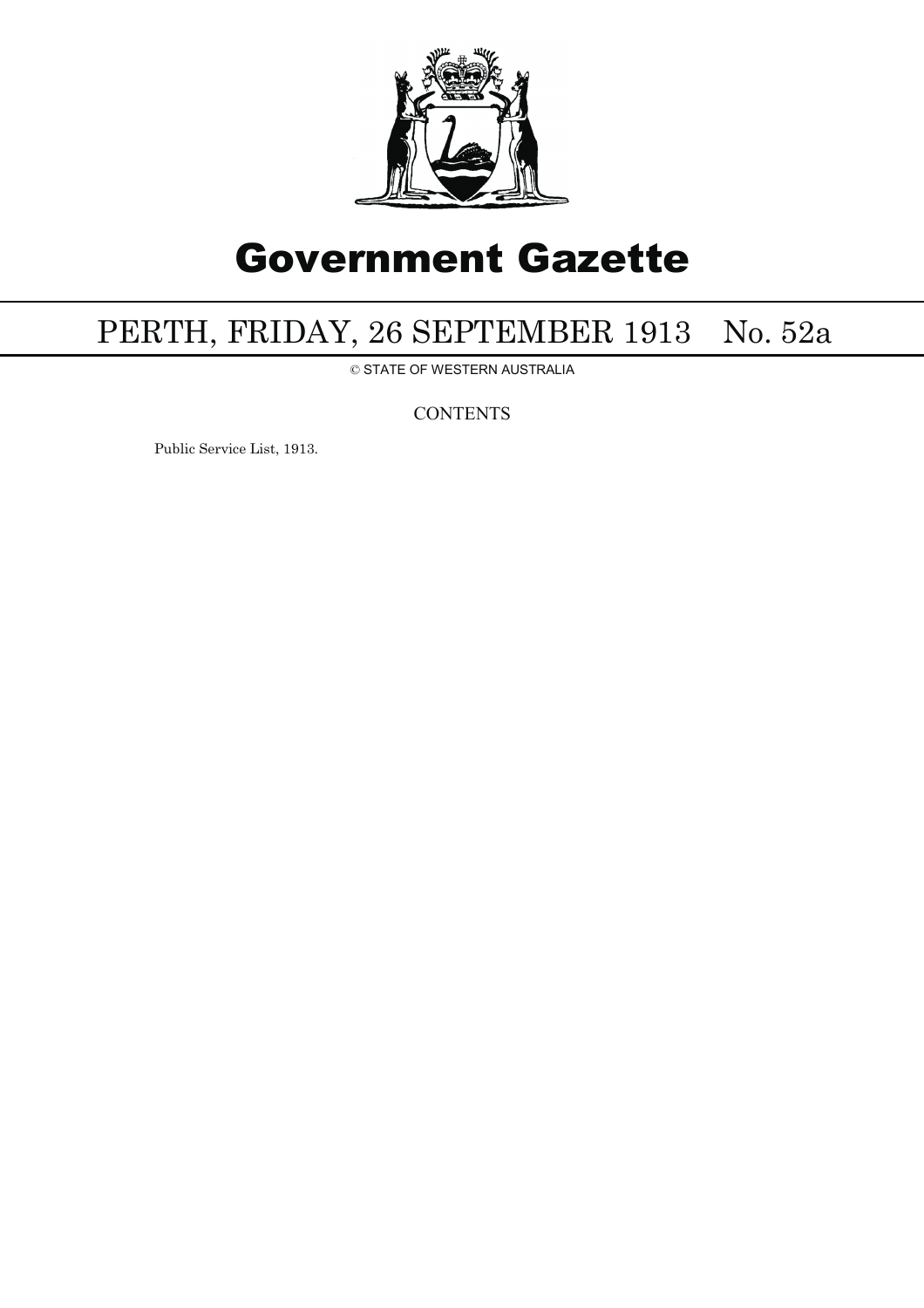# Government Gazette

## PERTH, FRIDAY, 26 SEPTEMBER 1913 No. 52a

© STATE OF WESTERN AUSTRALIA

CONTENTS

Public Service List, 1913.